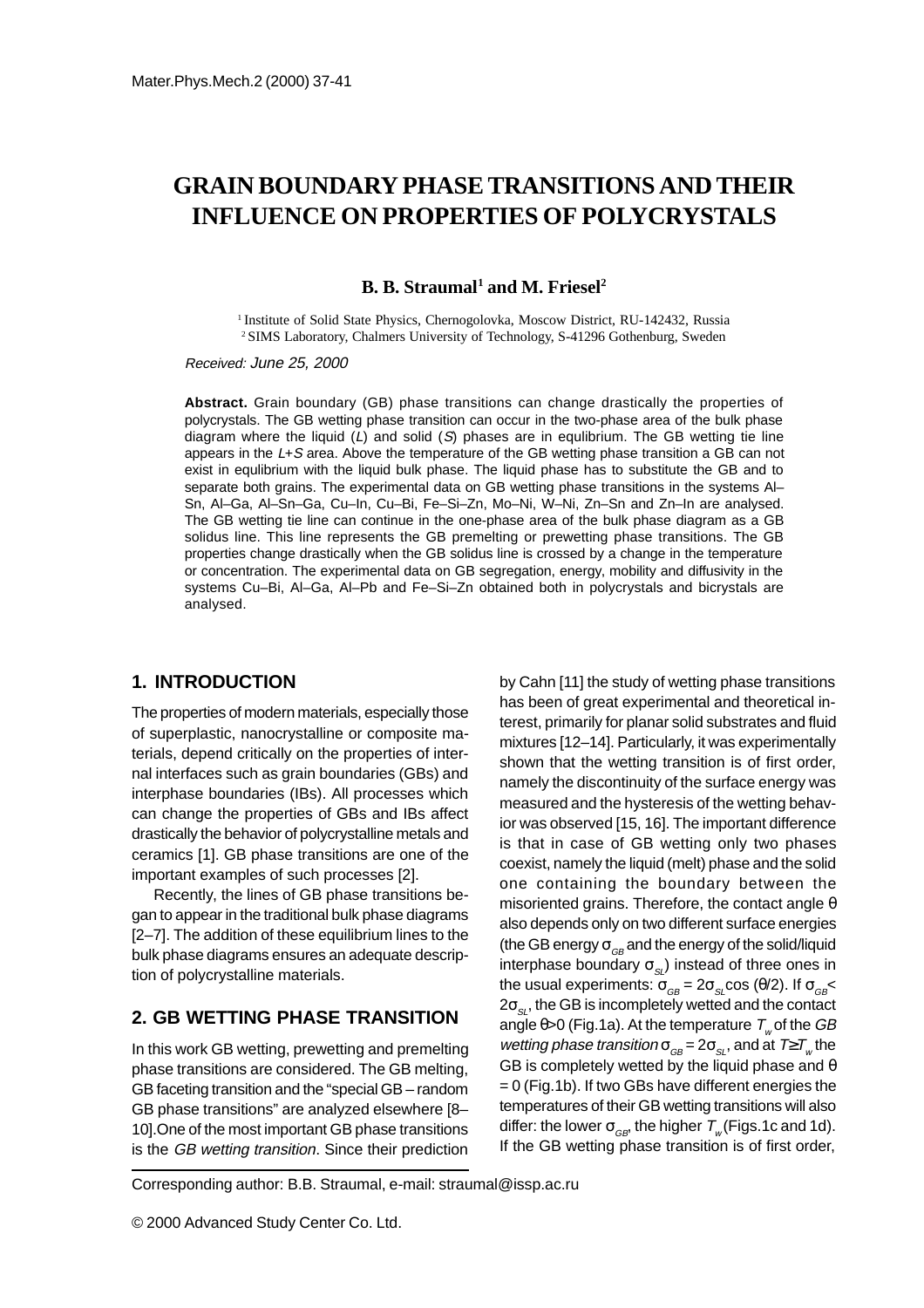# GRAIN BOUNDARY PHASE TRANSITIONS AND THEIR INFLUENCE ON PROPERTIES OF POLYCRYSTALS

**B. B. Straumal[1] and M. Friesel[2]**

[1] Institute of Solid State Physics, Chernogolovka, Moscow District, RU-142432, Russia
[2] SIMS Laboratory, Chalmers University of Technology, S-41296 Gothenburg, Sweden

*Received: June 25, 2000*

**Abstract.** Grain boundary (GB) phase transitions can change drastically the properties of polycrystals. The GB wetting phase transition can occur in the two-phase area of the bulk phase diagram where the liquid (*L*) and solid (*S*) phases are in equlibrium. The GB wetting tie line appears in the *L*+*S* area. Above the temperature of the GB wetting phase transition a GB can not exist in equlibrium with the liquid bulk phase. The liquid phase has to substitute the GB and to separate both grains. The experimental data on GB wetting phase transitions in the systems Al–Sn, Al–Ga, Al–Sn–Ga, Cu–In, Cu–Bi, Fe–Si–Zn, Mo–Ni, W–Ni, Zn–Sn and Zn–In are analysed. The GB wetting tie line can continue in the one-phase area of the bulk phase diagram as a GB solidus line. This line represents the GB premelting or prewetting phase transitions. The GB properties change drastically when the GB solidus line is crossed by a change in the temperature or concentration. The experimental data on GB segregation, energy, mobility and diffusivity in the systems Cu–Bi, Al–Ga, Al–Pb and Fe–Si–Zn obtained both in polycrystals and bicrystals are analysed.

## 1. INTRODUCTION

The properties of modern materials, especially those of superplastic, nanocrystalline or composite materials, depend critically on the properties of internal interfaces such as grain boundaries (GBs) and interphase boundaries (IBs). All processes which can change the properties of GBs and IBs affect drastically the behavior of polycrystalline metals and ceramics [1]. GB phase transitions are one of the important examples of such processes [2].

Recently, the lines of GB phase transitions began to appear in the traditional bulk phase diagrams [2–7]. The addition of these equilibrium lines to the bulk phase diagrams ensures an adequate description of polycrystalline materials.

## 2. GB WETTING PHASE TRANSITION

In this work GB wetting, prewetting and premelting phase transitions are considered. The GB melting, GB faceting transition and the "special GB – random GB phase transitions" are analyzed elsewhere [8–10].One of the most important GB phase transitions is the *GB wetting transition*. Since their prediction by Cahn [11] the study of wetting phase transitions has been of great experimental and theoretical interest, primarily for planar solid substrates and fluid mixtures [12–14]. Particularly, it was experimentally shown that the wetting transition is of first order, namely the discontinuity of the surface energy was measured and the hysteresis of the wetting behavior was observed [15, 16]. The important difference is that in case of GB wetting only two phases coexist, namely the liquid (melt) phase and the solid one containing the boundary between the misoriented grains. Therefore, the contact angle $\theta$ also depends only on two different surface energies (the GB energy $\sigma_{GB}$ and the energy of the solid/liquid interphase boundary $\sigma_{SL}$) instead of three ones in the usual experiments: $\sigma_{GB} = 2\sigma_{SL}\cos(\theta/2)$. If $\sigma_{GB} < 2\sigma_{SL}$, the GB is incompletely wetted and the contact angle $\theta > 0$ (Fig.1a). At the temperature $T_w$ of the *GB wetting phase transition* $\sigma_{GB} = 2\sigma_{SL}$, and at $T \geq T_w$ the GB is completely wetted by the liquid phase and $\theta = 0$ (Fig.1b). If two GBs have different energies the temperatures of their GB wetting transitions will also differ: the lower $\sigma_{GB}$, the higher $T_w$ (Figs.1c and 1d). If the GB wetting phase transition is of first order,

Corresponding author: B.B. Straumal, e-mail: straumal@issp.ac.ru

© 2000 Advanced Study Center Co. Ltd.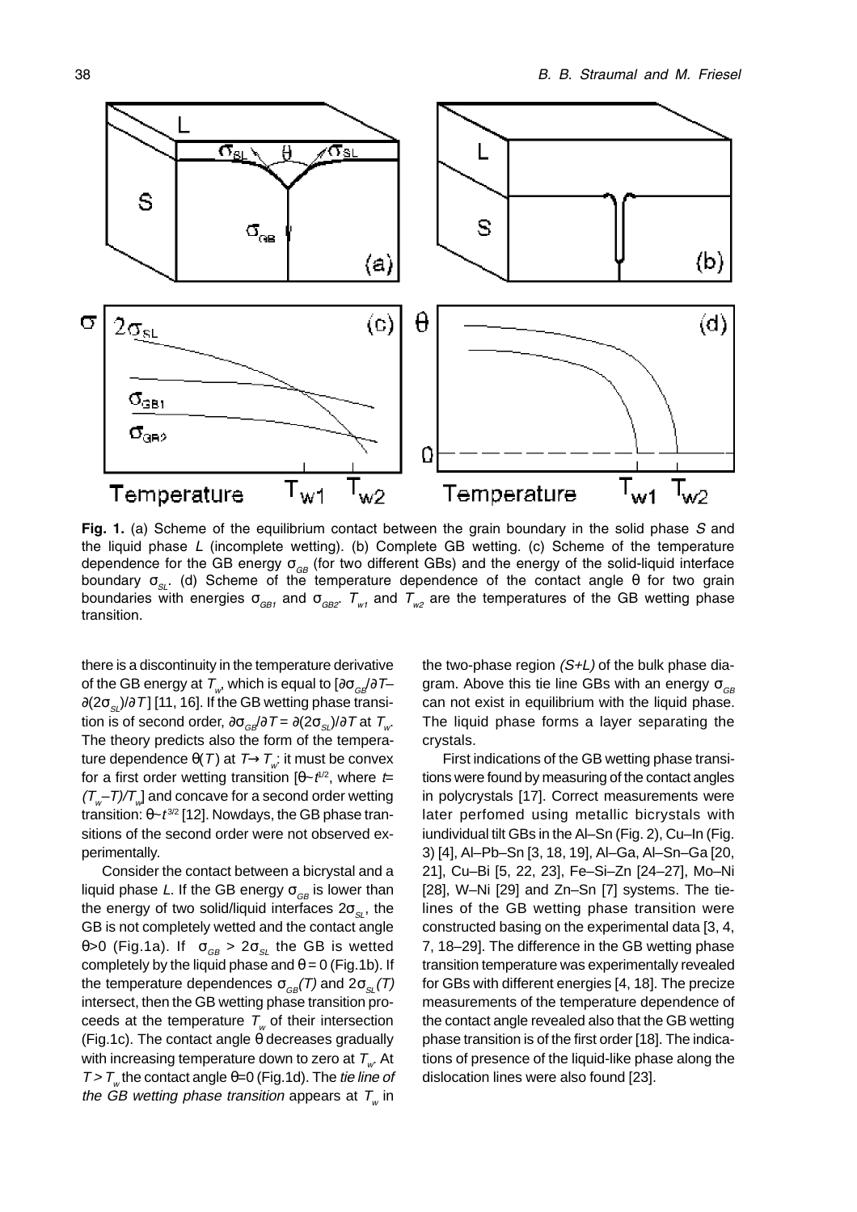**Fig. 1.** (a) Scheme of the equilibrium contact between the grain boundary in the solid phase *S* and the liquid phase *L* (incomplete wetting). (b) Complete GB wetting. (c) Scheme of the temperature dependence for the GB energy $\sigma_{GB}$ (for two different GBs) and the energy of the solid-liquid interface boundary $\sigma_{SL}$. (d) Scheme of the temperature dependence of the contact angle θ for two grain boundaries with energies $\sigma_{GB1}$ and $\sigma_{GB2}$. $T_{w1}$ and $T_{w2}$ are the temperatures of the GB wetting phase transition.

there is a discontinuity in the temperature derivative of the GB energy at $T_w$, which is equal to $[\partial\sigma_{GB}/\partial T - \partial(2\sigma_{SL})/\partial T]$ [11, 16]. If the GB wetting phase transition is of second order, $\partial\sigma_{GB}/\partial T = \partial(2\sigma_{SL})/\partial T$ at $T_w$. The theory predicts also the form of the temperature dependence $\theta(T)$ at $T \rightarrow T_w$: it must be convex for a first order wetting transition [$\theta \sim t^{1/2}$, where $t = (T_w - T)/T_w$] and concave for a second order wetting transition: $\theta \sim t^{3/2}$ [12]. Nowdays, the GB phase transitions of the second order were not observed experimentally.

Consider the contact between a bicrystal and a liquid phase *L*. If the GB energy $\sigma_{GB}$ is lower than the energy of two solid/liquid interfaces $2\sigma_{SL}$, the GB is not completely wetted and the contact angle $\theta > 0$ (Fig.1a). If $\sigma_{GB} > 2\sigma_{SL}$ the GB is wetted completely by the liquid phase and $\theta = 0$ (Fig.1b). If the temperature dependences $\sigma_{GB}(T)$ and $2\sigma_{SL}(T)$ intersect, then the GB wetting phase transition proceeds at the temperature $T_w$ of their intersection (Fig.1c). The contact angle θ decreases gradually with increasing temperature down to zero at $T_w$. At $T > T_w$ the contact angle $\theta = 0$ (Fig.1d). The *tie line of the GB wetting phase transition* appears at $T_w$ in the two-phase region *(S+L)* of the bulk phase diagram. Above this tie line GBs with an energy $\sigma_{GB}$ can not exist in equilibrium with the liquid phase. The liquid phase forms a layer separating the crystals.

First indications of the GB wetting phase transitions were found by measuring of the contact angles in polycrystals [17]. Correct measurements were later perfomed using metallic bicrystals with iundividual tilt GBs in the Al–Sn (Fig. 2), Cu–In (Fig. 3) [4], Al–Pb–Sn [3, 18, 19], Al–Ga, Al–Sn–Ga [20, 21], Cu–Bi [5, 22, 23], Fe–Si–Zn [24–27], Mo–Ni [28], W–Ni [29] and Zn–Sn [7] systems. The tie-lines of the GB wetting phase transition were constructed basing on the experimental data [3, 4, 7, 18–29]. The difference in the GB wetting phase transition temperature was experimentally revealed for GBs with different energies [4, 18]. The precize measurements of the temperature dependence of the contact angle revealed also that the GB wetting phase transition is of the first order [18]. The indications of presence of the liquid-like phase along the dislocation lines were also found [23].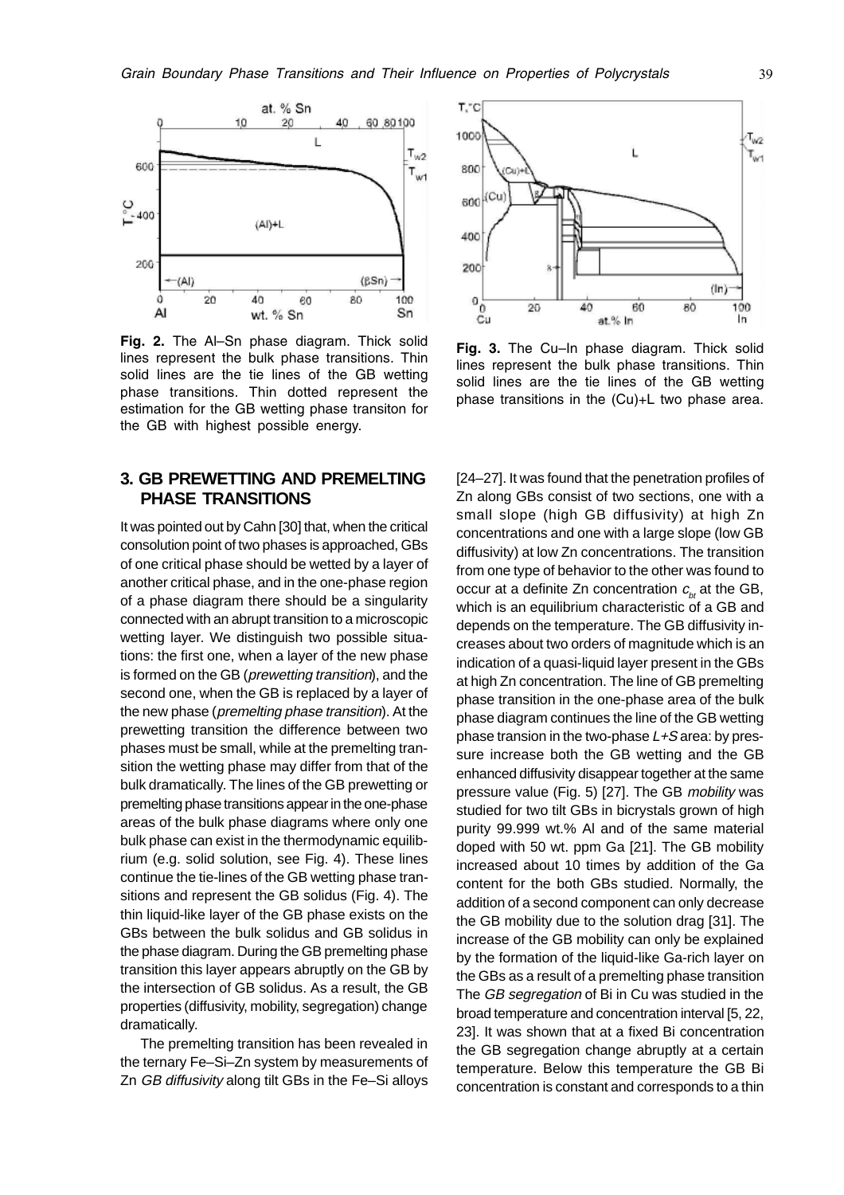**Fig. 2.** The Al–Sn phase diagram. Thick solid lines represent the bulk phase transitions. Thin solid lines are the tie lines of the GB wetting phase transitions. Thin dotted represent the estimation for the GB wetting phase transiton for the GB with highest possible energy.

**Fig. 3.** The Cu–In phase diagram. Thick solid lines represent the bulk phase transitions. Thin solid lines are the tie lines of the GB wetting phase transitions in the (Cu)+L two phase area.

## 3. GB PREWETTING AND PREMELTING PHASE TRANSITIONS

It was pointed out by Cahn [30] that, when the critical consolution point of two phases is approached, GBs of one critical phase should be wetted by a layer of another critical phase, and in the one-phase region of a phase diagram there should be a singularity connected with an abrupt transition to a microscopic wetting layer. We distinguish two possible situations: the first one, when a layer of the new phase is formed on the GB (*prewetting transition*), and the second one, when the GB is replaced by a layer of the new phase (*premelting phase transition*). At the prewetting transition the difference between two phases must be small, while at the premelting transition the wetting phase may differ from that of the bulk dramatically. The lines of the GB prewetting or premelting phase transitions appear in the one-phase areas of the bulk phase diagrams where only one bulk phase can exist in the thermodynamic equilibrium (e.g. solid solution, see Fig. 4). These lines continue the tie-lines of the GB wetting phase transitions and represent the GB solidus (Fig. 4). The thin liquid-like layer of the GB phase exists on the GBs between the bulk solidus and GB solidus in the phase diagram. During the GB premelting phase transition this layer appears abruptly on the GB by the intersection of GB solidus. As a result, the GB properties (diffusivity, mobility, segregation) change dramatically.

The premelting transition has been revealed in the ternary Fe–Si–Zn system by measurements of Zn *GB diffusivity* along tilt GBs in the Fe–Si alloys [24–27]. It was found that the penetration profiles of Zn along GBs consist of two sections, one with a small slope (high GB diffusivity) at high Zn concentrations and one with a large slope (low GB diffusivity) at low Zn concentrations. The transition from one type of behavior to the other was found to occur at a definite Zn concentration $c_{bt}$ at the GB, which is an equilibrium characteristic of a GB and depends on the temperature. The GB diffusivity increases about two orders of magnitude which is an indication of a quasi-liquid layer present in the GBs at high Zn concentration. The line of GB premelting phase transition in the one-phase area of the bulk phase diagram continues the line of the GB wetting phase transion in the two-phase *L+S* area: by pressure increase both the GB wetting and the GB enhanced diffusivity disappear together at the same pressure value (Fig. 5) [27]. The GB *mobility* was studied for two tilt GBs in bicrystals grown of high purity 99.999 wt.% Al and of the same material doped with 50 wt. ppm Ga [21]. The GB mobility increased about 10 times by addition of the Ga content for the both GBs studied. Normally, the addition of a second component can only decrease the GB mobility due to the solution drag [31]. The increase of the GB mobility can only be explained by the formation of the liquid-like Ga-rich layer on the GBs as a result of a premelting phase transition The *GB segregation* of Bi in Cu was studied in the broad temperature and concentration interval [5, 22, 23]. It was shown that at a fixed Bi concentration the GB segregation change abruptly at a certain temperature. Below this temperature the GB Bi concentration is constant and corresponds to a thin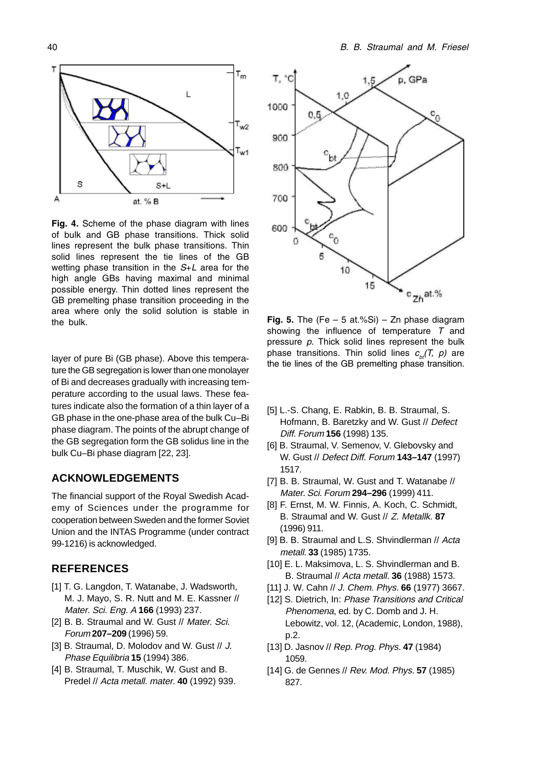**Fig. 4.** Scheme of the phase diagram with lines of bulk and GB phase transitions. Thick solid lines represent the bulk phase transitions. Thin solid lines represent the tie lines of the GB wetting phase transition in the *S+L* area for the high angle GBs having maximal and minimal possible energy. Thin dotted lines represent the GB premelting phase transition proceeding in the area where only the solid solution is stable in the bulk.

**Fig. 5.** The (Fe – 5 at.%Si) – Zn phase diagram showing the influence of temperature *T* and pressure *p*. Thick solid lines represent the bulk phase transitions. Thin solid lines $c_{bt}(T, p)$ are the tie lines of the GB premelting phase transition.

layer of pure Bi (GB phase). Above this temperature the GB segregation is lower than one monolayer of Bi and decreases gradually with increasing temperature according to the usual laws. These features indicate also the formation of a thin layer of a GB phase in the one-phase area of the bulk Cu–Bi phase diagram. The points of the abrupt change of the GB segregation form the GB solidus line in the bulk Cu–Bi phase diagram [22, 23].

## ACKNOWLEDGEMENTS

The financial support of the Royal Swedish Academy of Sciences under the programme for cooperation between Sweden and the former Soviet Union and the INTAS Programme (under contract 99-1216) is acknowledged.

## REFERENCES

[1] T. G. Langdon, T. Watanabe, J. Wadsworth, M. J. Mayo, S. R. Nutt and M. E. Kassner // *Mater. Sci. Eng. A* **166** (1993) 237.

[2] B. B. Straumal and W. Gust // *Mater. Sci. Forum* **207–209** (1996) 59.

[3] B. Straumal, D. Molodov and W. Gust // *J. Phase Equilibria* **15** (1994) 386.

[4] B. Straumal, T. Muschik, W. Gust and B. Predel // *Acta metall. mater.* **40** (1992) 939.

[5] L.-S. Chang, E. Rabkin, B. B. Straumal, S. Hofmann, B. Baretzky and W. Gust // *Defect Diff. Forum* **156** (1998) 135.

[6] B. Straumal, V. Semenov, V. Glebovsky and W. Gust // *Defect Diff. Forum* **143–147** (1997) 1517.

[7] B. B. Straumal, W. Gust and T. Watanabe // *Mater. Sci. Forum* **294–296** (1999) 411.

[8] F. Ernst, M. W. Finnis, A. Koch, C. Schmidt, B. Straumal and W. Gust // *Z. Metallk.* **87** (1996) 911.

[9] B. B. Straumal and L.S. Shvindlerman // *Acta metall.* **33** (1985) 1735.

[10] E. L. Maksimova, L. S. Shvindlerman and B. B. Straumal // *Acta metall.* **36** (1988) 1573.

[11] J. W. Cahn // *J. Chem. Phys.* **66** (1977) 3667.

[12] S. Dietrich, In: *Phase Transitions and Critical Phenomena*, ed. by C. Domb and J. H. Lebowitz, vol. 12, (Academic, London, 1988), p.2.

[13] D. Jasnov // *Rep. Prog. Phys.* **47** (1984) 1059.

[14] G. de Gennes // *Rev. Mod. Phys.* **57** (1985) 827.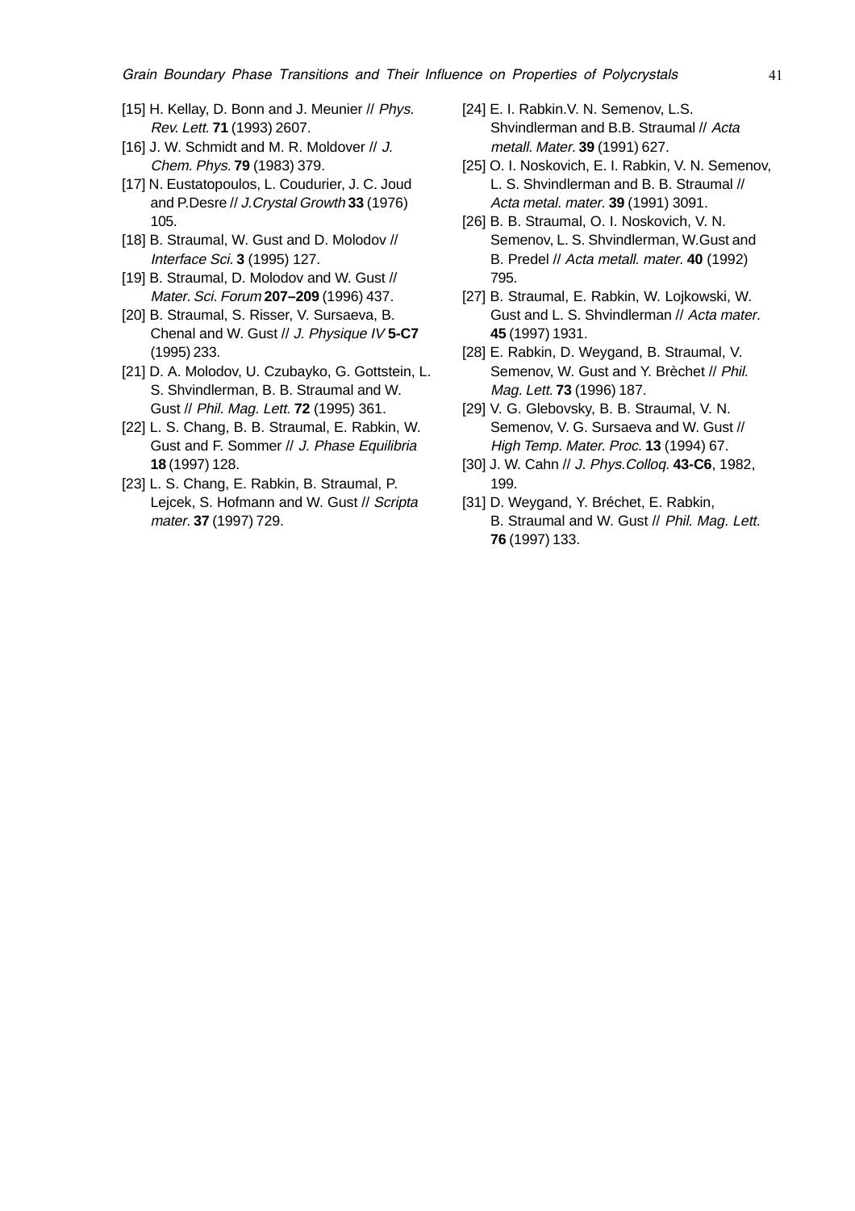[15] H. Kellay, D. Bonn and J. Meunier // *Phys. Rev. Lett.* **71** (1993) 2607.

[16] J. W. Schmidt and M. R. Moldover // *J. Chem. Phys.* **79** (1983) 379.

[17] N. Eustatopoulos, L. Coudurier, J. C. Joud and P.Desre // *J.Crystal Growth* **33** (1976) 105.

[18] B. Straumal, W. Gust and D. Molodov // *Interface Sci.* **3** (1995) 127.

[19] B. Straumal, D. Molodov and W. Gust // *Mater. Sci. Forum* **207–209** (1996) 437.

[20] B. Straumal, S. Risser, V. Sursaeva, B. Chenal and W. Gust // *J. Physique IV* **5-C7** (1995) 233.

[21] D. A. Molodov, U. Czubayko, G. Gottstein, L. S. Shvindlerman, B. B. Straumal and W. Gust // *Phil. Mag. Lett.* **72** (1995) 361.

[22] L. S. Chang, B. B. Straumal, E. Rabkin, W. Gust and F. Sommer // *J. Phase Equilibria* **18** (1997) 128.

[23] L. S. Chang, E. Rabkin, B. Straumal, P. Lejcek, S. Hofmann and W. Gust // *Scripta mater.* **37** (1997) 729.

[24] E. I. Rabkin.V. N. Semenov, L.S. Shvindlerman and B.B. Straumal // *Acta metall. Mater.* **39** (1991) 627.

[25] O. I. Noskovich, E. I. Rabkin, V. N. Semenov, L. S. Shvindlerman and B. B. Straumal // *Acta metal. mater.* **39** (1991) 3091.

[26] B. B. Straumal, O. I. Noskovich, V. N. Semenov, L. S. Shvindlerman, W.Gust and B. Predel // *Acta metall. mater.* **40** (1992) 795.

[27] B. Straumal, E. Rabkin, W. Lojkowski, W. Gust and L. S. Shvindlerman // *Acta mater.* **45** (1997) 1931.

[28] E. Rabkin, D. Weygand, B. Straumal, V. Semenov, W. Gust and Y. Brèchet // *Phil. Mag. Lett.* **73** (1996) 187.

[29] V. G. Glebovsky, B. B. Straumal, V. N. Semenov, V. G. Sursaeva and W. Gust // *High Temp. Mater. Proc.* **13** (1994) 67.

[30] J. W. Cahn // *J. Phys.Colloq.* **43-C6**, 1982, 199.

[31] D. Weygand, Y. Bréchet, E. Rabkin, B. Straumal and W. Gust // *Phil. Mag. Lett.* **76** (1997) 133.